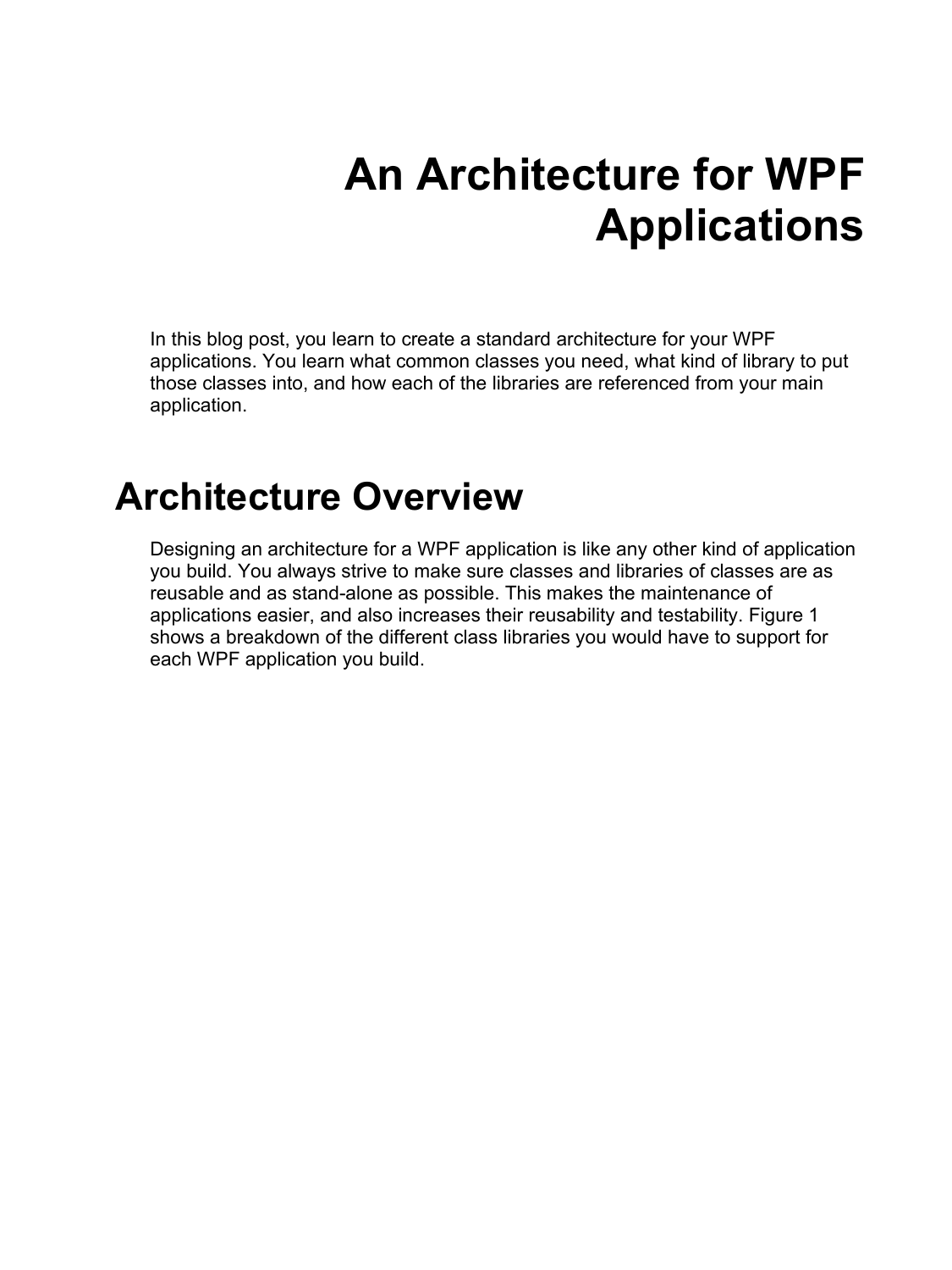# An Architecture for WPF Applications

In this blog post, you learn to create a standard architecture for your WPF applications. You learn what common classes you need, what kind of library to put those classes into, and how each of the libraries are referenced from your main application.

## Architecture Overview

Designing an architecture for a WPF application is like any other kind of application you build. You always strive to make sure classes and libraries of classes are as reusable and as stand-alone as possible. This makes the maintenance of applications easier, and also increases their reusability and testability. Figure 1 shows a breakdown of the different class libraries you would have to support for each WPF application you build.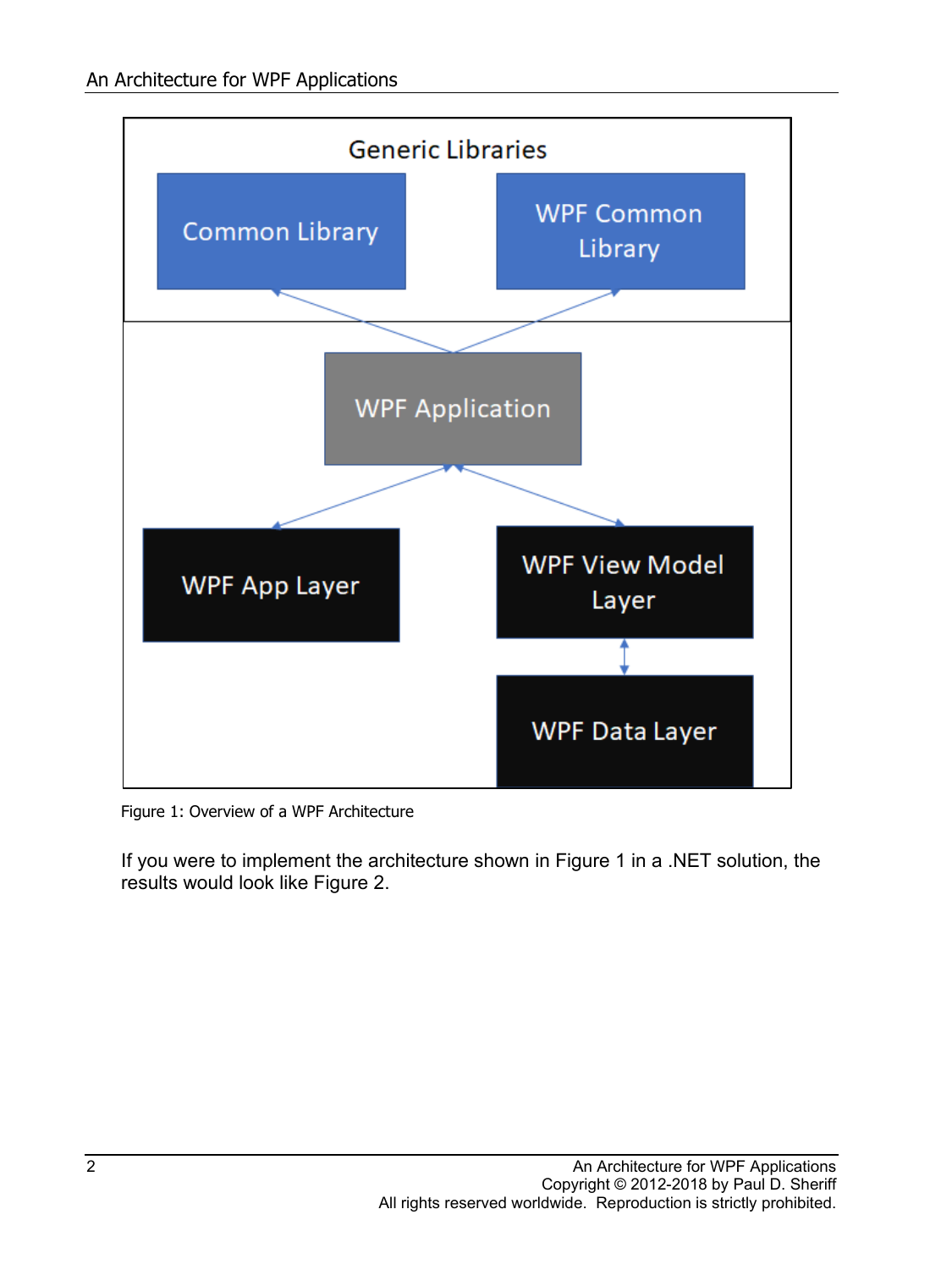Generic Libraries

Common Library

WPF Common Library

WPF Application

WPF App Layer

WPF View Model Layer

WPF Data Layer

Figure 1: Overview of a WPF Architecture

If you were to implement the architecture shown in Figure 1 in a .NET solution, the results would look like Figure 2.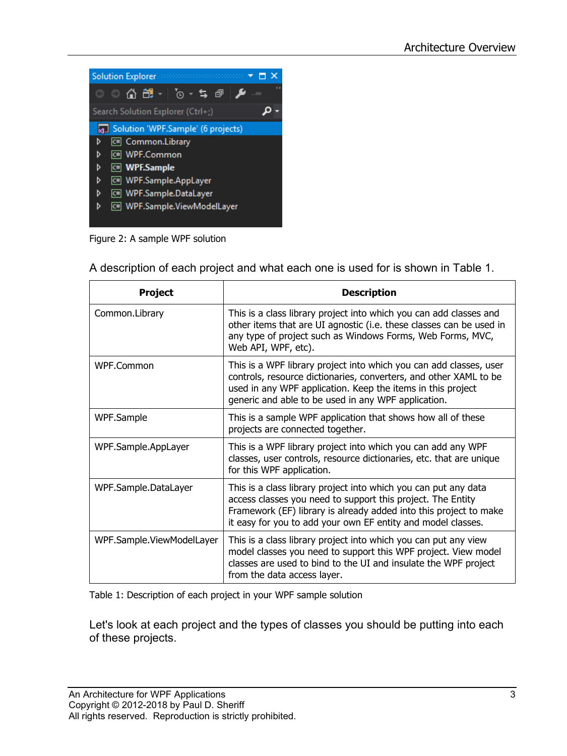Figure 2: A sample WPF solution

A description of each project and what each one is used for is shown in Table 1.

| Project | Description |
| --- | --- |
| Common.Library | This is a class library project into which you can add classes and other items that are UI agnostic (i.e. these classes can be used in any type of project such as Windows Forms, Web Forms, MVC, Web API, WPF, etc). |
| WPF.Common | This is a WPF library project into which you can add classes, user controls, resource dictionaries, converters, and other XAML to be used in any WPF application. Keep the items in this project generic and able to be used in any WPF application. |
| WPF.Sample | This is a sample WPF application that shows how all of these projects are connected together. |
| WPF.Sample.AppLayer | This is a WPF library project into which you can add any WPF classes, user controls, resource dictionaries, etc. that are unique for this WPF application. |
| WPF.Sample.DataLayer | This is a class library project into which you can put any data access classes you need to support this project. The Entity Framework (EF) library is already added into this project to make it easy for you to add your own EF entity and model classes. |
| WPF.Sample.ViewModelLayer | This is a class library project into which you can put any view model classes you need to support this WPF project. View model classes are used to bind to the UI and insulate the WPF project from the data access layer. |

Table 1: Description of each project in your WPF sample solution

Let's look at each project and the types of classes you should be putting into each of these projects.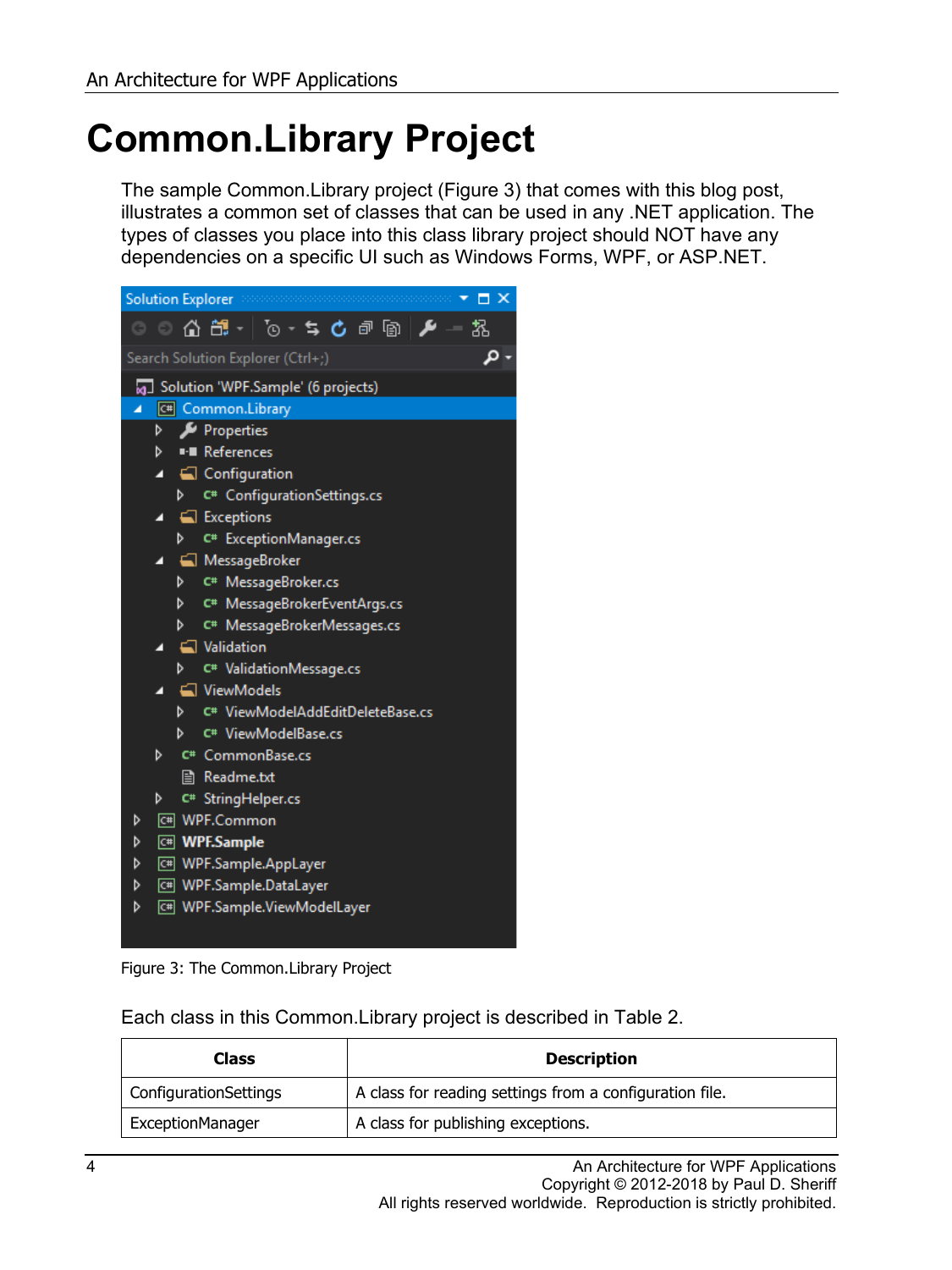# Common.Library Project

The sample Common.Library project (Figure 3) that comes with this blog post, illustrates a common set of classes that can be used in any .NET application. The types of classes you place into this class library project should NOT have any dependencies on a specific UI such as Windows Forms, WPF, or ASP.NET.

Figure 3: The Common.Library Project

Each class in this Common.Library project is described in Table 2.

| Class | Description |
|---|---|
| ConfigurationSettings | A class for reading settings from a configuration file. |
| ExceptionManager | A class for publishing exceptions. |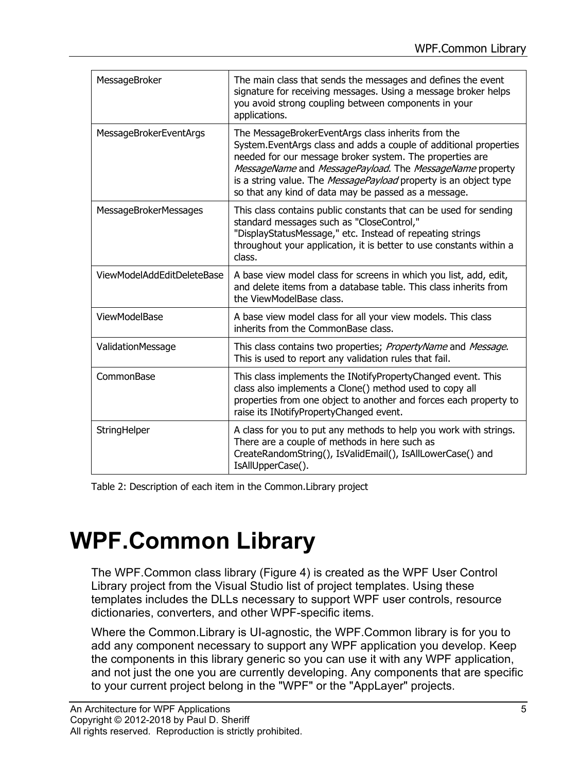| | |
|---|---|
| MessageBroker | The main class that sends the messages and defines the event signature for receiving messages. Using a message broker helps you avoid strong coupling between components in your applications. |
| MessageBrokerEventArgs | The MessageBrokerEventArgs class inherits from the System.EventArgs class and adds a couple of additional properties needed for our message broker system. The properties are *MessageName* and *MessagePayload*. The *MessageName* property is a string value. The *MessagePayload* property is an object type so that any kind of data may be passed as a message. |
| MessageBrokerMessages | This class contains public constants that can be used for sending standard messages such as "CloseControl," "DisplayStatusMessage," etc. Instead of repeating strings throughout your application, it is better to use constants within a class. |
| ViewModelAddEditDeleteBase | A base view model class for screens in which you list, add, edit, and delete items from a database table. This class inherits from the ViewModelBase class. |
| ViewModelBase | A base view model class for all your view models. This class inherits from the CommonBase class. |
| ValidationMessage | This class contains two properties; *PropertyName* and *Message*. This is used to report any validation rules that fail. |
| CommonBase | This class implements the INotifyPropertyChanged event. This class also implements a Clone() method used to copy all properties from one object to another and forces each property to raise its INotifyPropertyChanged event. |
| StringHelper | A class for you to put any methods to help you work with strings. There are a couple of methods in here such as CreateRandomString(), IsValidEmail(), IsAllLowerCase() and IsAllUpperCase(). |

Table 2: Description of each item in the Common.Library project

# WPF.Common Library

The WPF.Common class library (Figure 4) is created as the WPF User Control Library project from the Visual Studio list of project templates. Using these templates includes the DLLs necessary to support WPF user controls, resource dictionaries, converters, and other WPF-specific items.

Where the Common.Library is UI-agnostic, the WPF.Common library is for you to add any component necessary to support any WPF application you develop. Keep the components in this library generic so you can use it with any WPF application, and not just the one you are currently developing. Any components that are specific to your current project belong in the "WPF" or the "AppLayer" projects.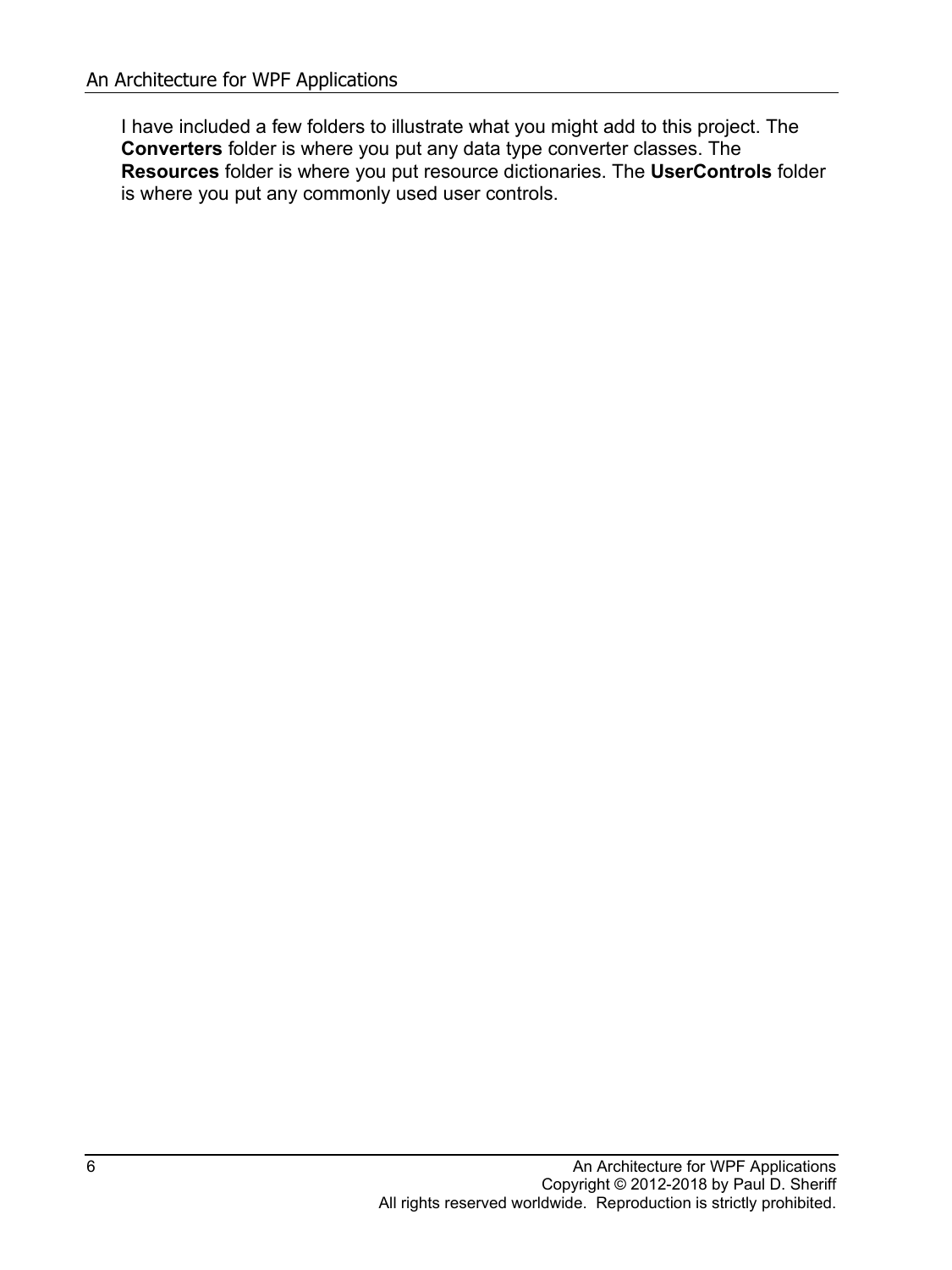I have included a few folders to illustrate what you might add to this project. The **Converters** folder is where you put any data type converter classes. The **Resources** folder is where you put resource dictionaries. The **UserControls** folder is where you put any commonly used user controls.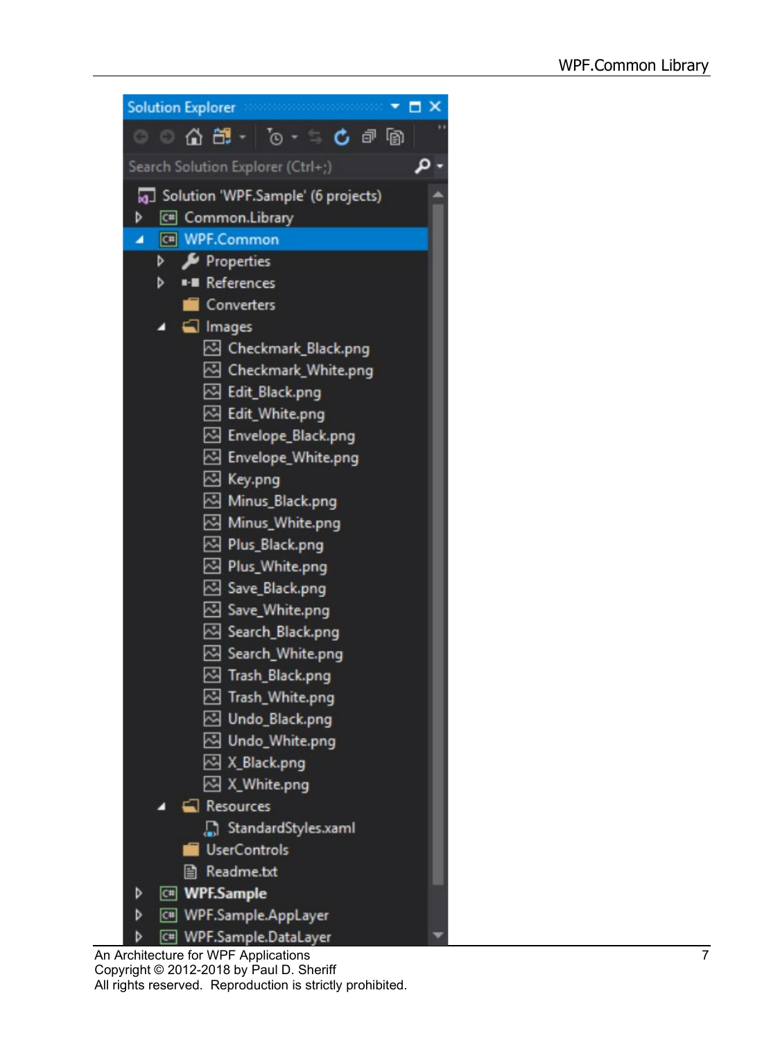```
Solution Explorer
Search Solution Explorer (Ctrl+;)
Solution 'WPF.Sample' (6 projects)
▷ Common.Library
◢ WPF.Common
    ▷ Properties
    ▷ References
      Converters
    ◢ Images
        Checkmark_Black.png
        Checkmark_White.png
        Edit_Black.png
        Edit_White.png
        Envelope_Black.png
        Envelope_White.png
        Key.png
        Minus_Black.png
        Minus_White.png
        Plus_Black.png
        Plus_White.png
        Save_Black.png
        Save_White.png
        Search_Black.png
        Search_White.png
        Trash_Black.png
        Trash_White.png
        Undo_Black.png
        Undo_White.png
        X_Black.png
        X_White.png
    ◢ Resources
        StandardStyles.xaml
      UserControls
      Readme.txt
▷ WPF.Sample
▷ WPF.Sample.AppLayer
▷ WPF.Sample.DataLayer
```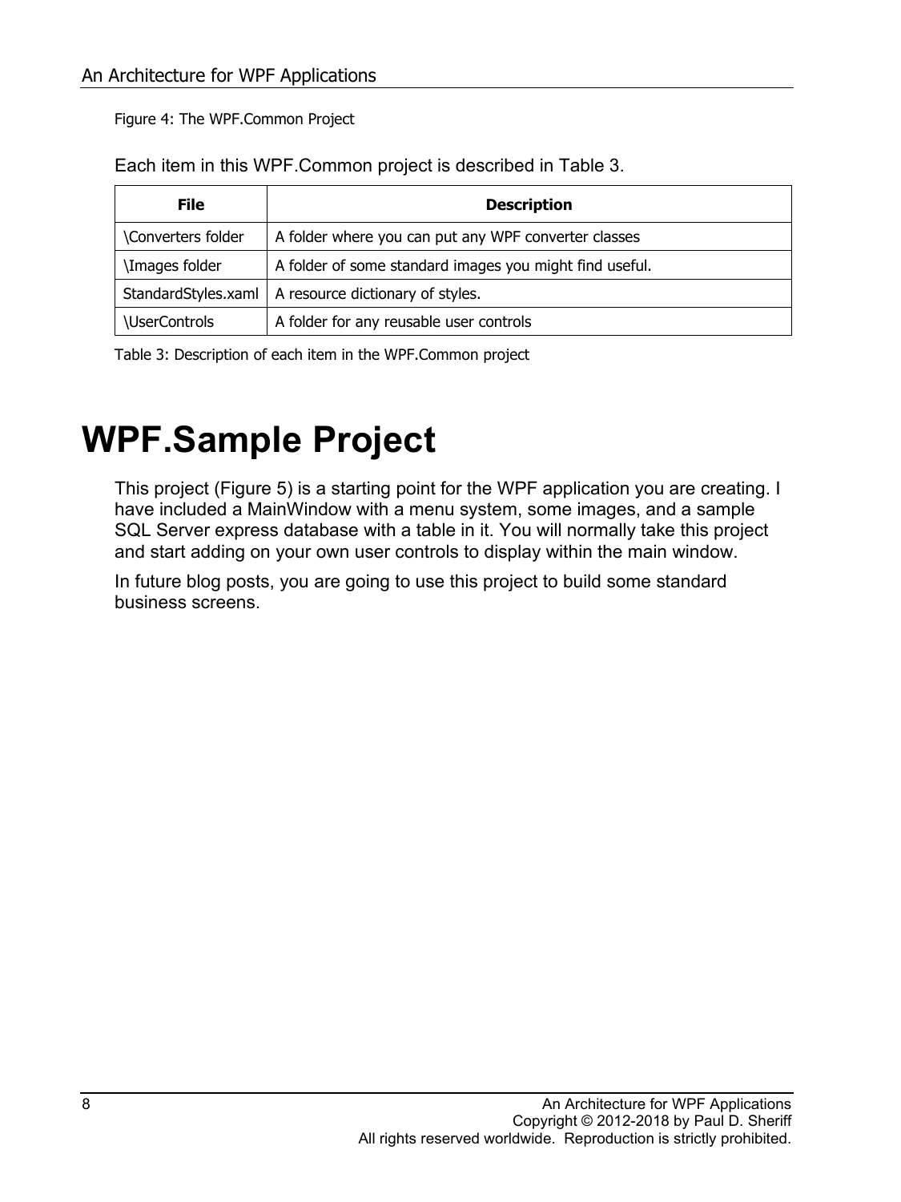Figure 4: The WPF.Common Project

Each item in this WPF.Common project is described in Table 3.

| File | Description |
| --- | --- |
| \Converters folder | A folder where you can put any WPF converter classes |
| \Images folder | A folder of some standard images you might find useful. |
| StandardStyles.xaml | A resource dictionary of styles. |
| \UserControls | A folder for any reusable user controls |

Table 3: Description of each item in the WPF.Common project

# WPF.Sample Project

This project (Figure 5) is a starting point for the WPF application you are creating. I have included a MainWindow with a menu system, some images, and a sample SQL Server express database with a table in it. You will normally take this project and start adding on your own user controls to display within the main window.

In future blog posts, you are going to use this project to build some standard business screens.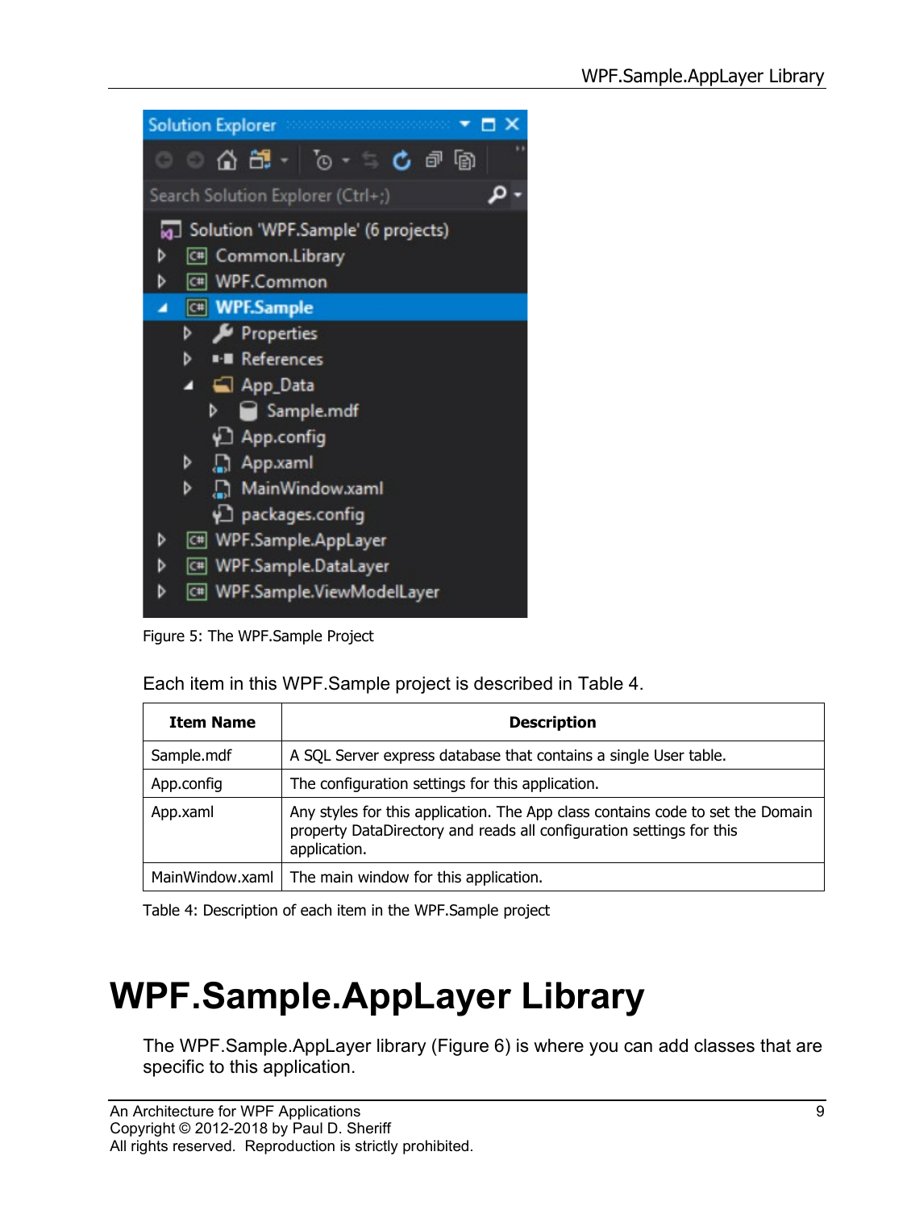Figure 5: The WPF.Sample Project

Each item in this WPF.Sample project is described in Table 4.

| Item Name | Description |
|---|---|
| Sample.mdf | A SQL Server express database that contains a single User table. |
| App.config | The configuration settings for this application. |
| App.xaml | Any styles for this application. The App class contains code to set the Domain property DataDirectory and reads all configuration settings for this application. |
| MainWindow.xaml | The main window for this application. |

Table 4: Description of each item in the WPF.Sample project

# WPF.Sample.AppLayer Library

The WPF.Sample.AppLayer library (Figure 6) is where you can add classes that are specific to this application.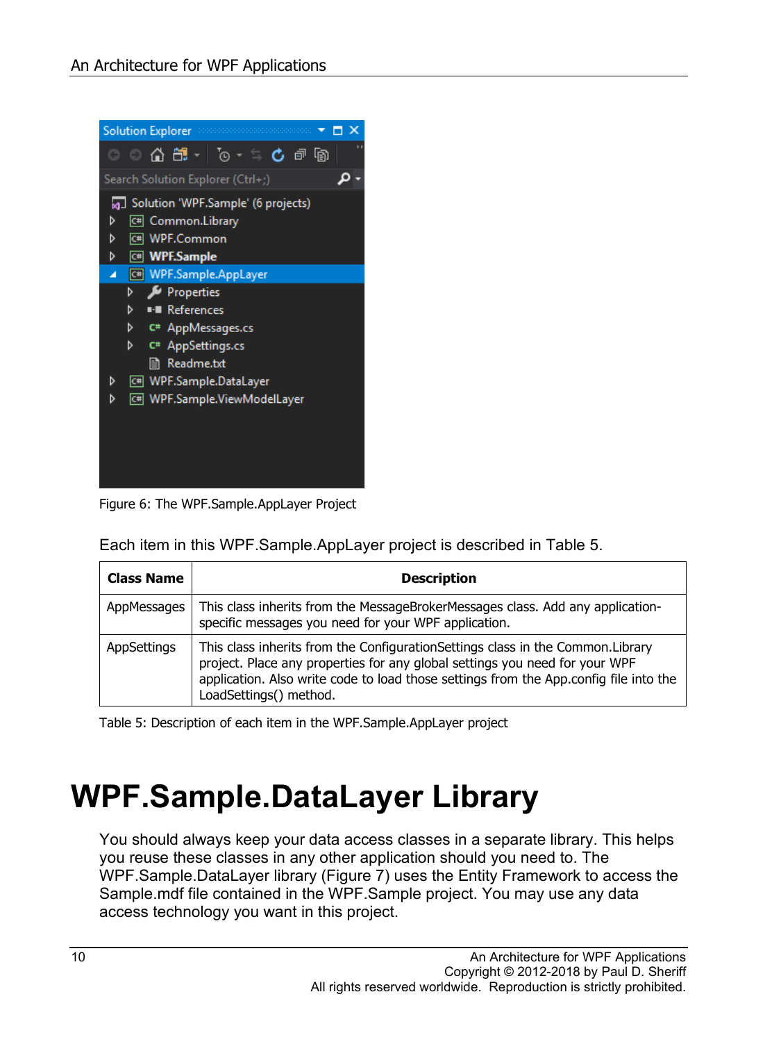Figure 6: The WPF.Sample.AppLayer Project

Each item in this WPF.Sample.AppLayer project is described in Table 5.

| Class Name | Description |
| --- | --- |
| AppMessages | This class inherits from the MessageBrokerMessages class. Add any application-specific messages you need for your WPF application. |
| AppSettings | This class inherits from the ConfigurationSettings class in the Common.Library project. Place any properties for any global settings you need for your WPF application. Also write code to load those settings from the App.config file into the LoadSettings() method. |

Table 5: Description of each item in the WPF.Sample.AppLayer project

# WPF.Sample.DataLayer Library

You should always keep your data access classes in a separate library. This helps you reuse these classes in any other application should you need to. The WPF.Sample.DataLayer library (Figure 7) uses the Entity Framework to access the Sample.mdf file contained in the WPF.Sample project. You may use any data access technology you want in this project.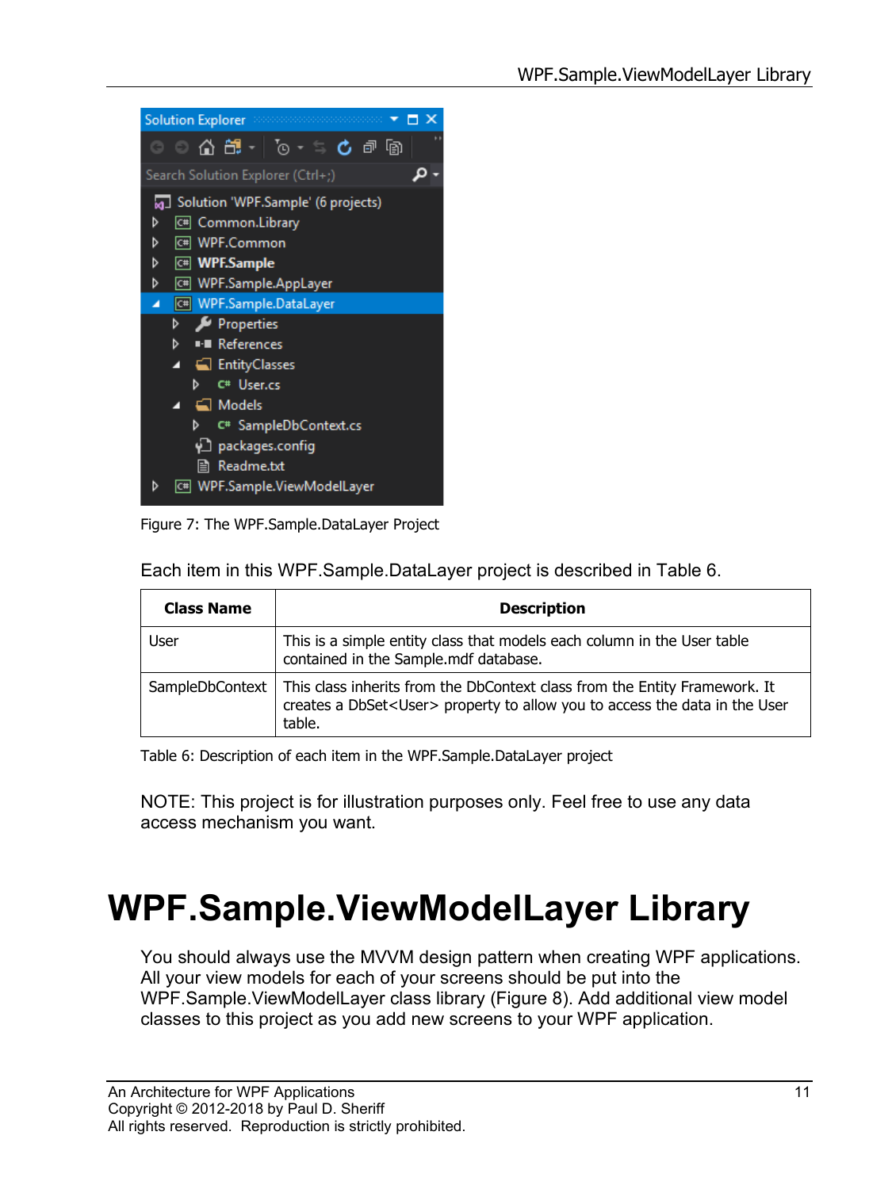Figure 7: The WPF.Sample.DataLayer Project

Each item in this WPF.Sample.DataLayer project is described in Table 6.

| Class Name | Description |
| --- | --- |
| User | This is a simple entity class that models each column in the User table contained in the Sample.mdf database. |
| SampleDbContext | This class inherits from the DbContext class from the Entity Framework. It creates a DbSet<User> property to allow you to access the data in the User table. |

Table 6: Description of each item in the WPF.Sample.DataLayer project

NOTE: This project is for illustration purposes only. Feel free to use any data access mechanism you want.

# WPF.Sample.ViewModelLayer Library

You should always use the MVVM design pattern when creating WPF applications. All your view models for each of your screens should be put into the WPF.Sample.ViewModelLayer class library (Figure 8). Add additional view model classes to this project as you add new screens to your WPF application.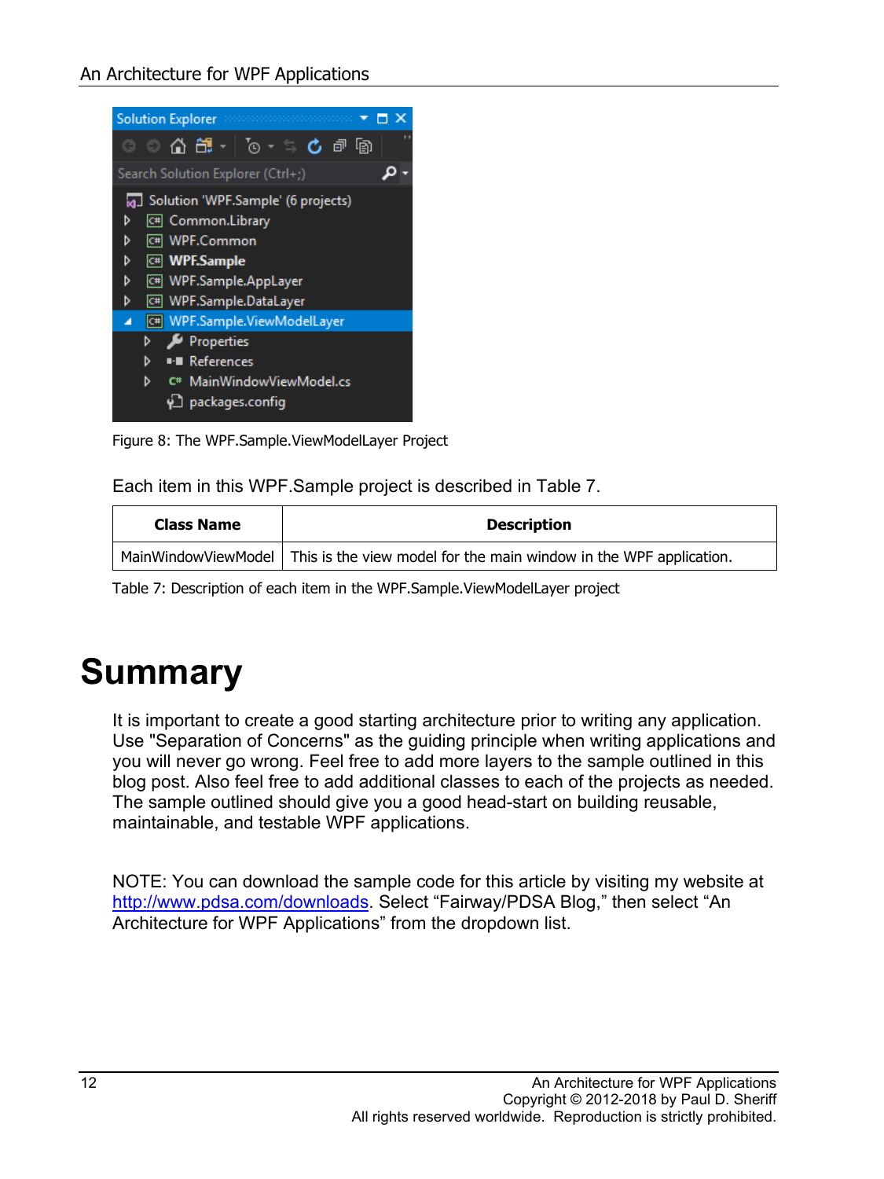Figure 8: The WPF.Sample.ViewModelLayer Project

Each item in this WPF.Sample project is described in Table 7.

| Class Name | Description |
| --- | --- |
| MainWindowViewModel | This is the view model for the main window in the WPF application. |

Table 7: Description of each item in the WPF.Sample.ViewModelLayer project

# Summary

It is important to create a good starting architecture prior to writing any application. Use "Separation of Concerns" as the guiding principle when writing applications and you will never go wrong. Feel free to add more layers to the sample outlined in this blog post. Also feel free to add additional classes to each of the projects as needed. The sample outlined should give you a good head-start on building reusable, maintainable, and testable WPF applications.

NOTE: You can download the sample code for this article by visiting my website at http://www.pdsa.com/downloads. Select “Fairway/PDSA Blog,” then select “An Architecture for WPF Applications” from the dropdown list.